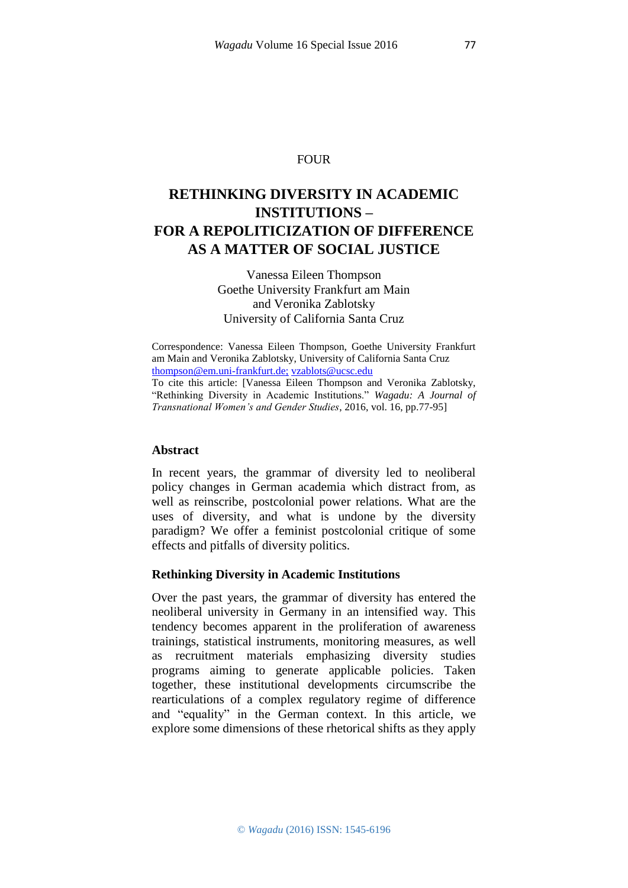FOUR

# RETHINKING DIVERSITY IN ACADEMIC INSTITUTIONS – FOR A REPOLITICIZATION OF DIFFERENCE AS A MATTER OF SOCIAL JUSTICE

Vanessa Eileen Thompson
Goethe University Frankfurt am Main
and Veronika Zablotsky
University of California Santa Cruz

Correspondence: Vanessa Eileen Thompson, Goethe University Frankfurt am Main and Veronika Zablotsky, University of California Santa Cruz
thompson@em.uni-frankfurt.de; vzablots@ucsc.edu
To cite this article: [Vanessa Eileen Thompson and Veronika Zablotsky, "Rethinking Diversity in Academic Institutions." *Wagadu: A Journal of Transnational Women's and Gender Studies*, 2016, vol. 16, pp.77-95]

## Abstract

In recent years, the grammar of diversity led to neoliberal policy changes in German academia which distract from, as well as reinscribe, postcolonial power relations. What are the uses of diversity, and what is undone by the diversity paradigm? We offer a feminist postcolonial critique of some effects and pitfalls of diversity politics.

### Rethinking Diversity in Academic Institutions

Over the past years, the grammar of diversity has entered the neoliberal university in Germany in an intensified way. This tendency becomes apparent in the proliferation of awareness trainings, statistical instruments, monitoring measures, as well as recruitment materials emphasizing diversity studies programs aiming to generate applicable policies. Taken together, these institutional developments circumscribe the rearticulations of a complex regulatory regime of difference and "equality" in the German context. In this article, we explore some dimensions of these rhetorical shifts as they apply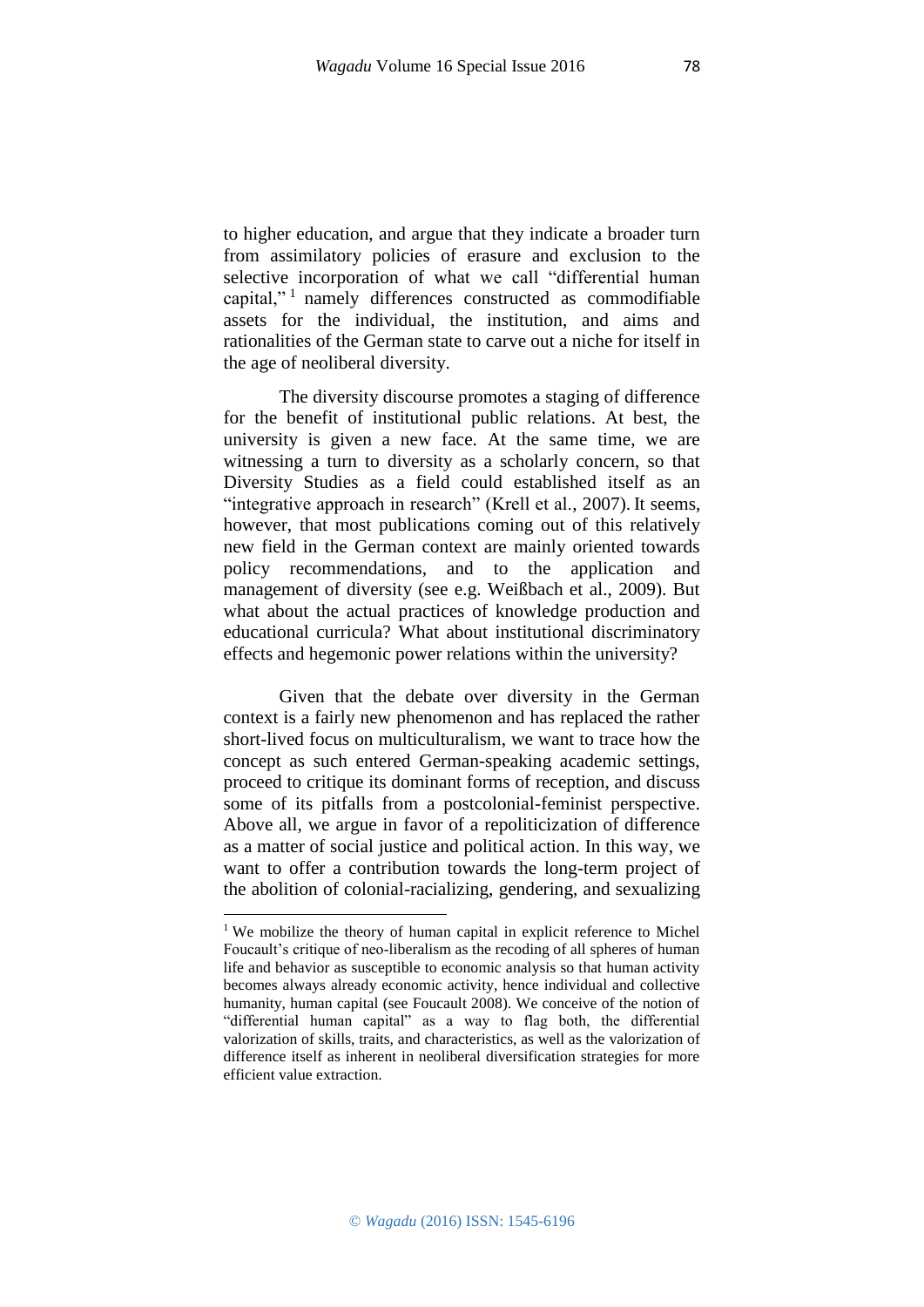to higher education, and argue that they indicate a broader turn from assimilatory policies of erasure and exclusion to the selective incorporation of what we call "differential human capital,"[1] namely differences constructed as commodifiable assets for the individual, the institution, and aims and rationalities of the German state to carve out a niche for itself in the age of neoliberal diversity.

The diversity discourse promotes a staging of difference for the benefit of institutional public relations. At best, the university is given a new face. At the same time, we are witnessing a turn to diversity as a scholarly concern, so that Diversity Studies as a field could established itself as an "integrative approach in research" (Krell et al., 2007). It seems, however, that most publications coming out of this relatively new field in the German context are mainly oriented towards policy recommendations, and to the application and management of diversity (see e.g. Weißbach et al., 2009). But what about the actual practices of knowledge production and educational curricula? What about institutional discriminatory effects and hegemonic power relations within the university?

Given that the debate over diversity in the German context is a fairly new phenomenon and has replaced the rather short-lived focus on multiculturalism, we want to trace how the concept as such entered German-speaking academic settings, proceed to critique its dominant forms of reception, and discuss some of its pitfalls from a postcolonial-feminist perspective. Above all, we argue in favor of a repoliticization of difference as a matter of social justice and political action. In this way, we want to offer a contribution towards the long-term project of the abolition of colonial-racializing, gendering, and sexualizing

---

[1] We mobilize the theory of human capital in explicit reference to Michel Foucault's critique of neo-liberalism as the recoding of all spheres of human life and behavior as susceptible to economic analysis so that human activity becomes always already economic activity, hence individual and collective humanity, human capital (see Foucault 2008). We conceive of the notion of "differential human capital" as a way to flag both, the differential valorization of skills, traits, and characteristics, as well as the valorization of difference itself as inherent in neoliberal diversification strategies for more efficient value extraction.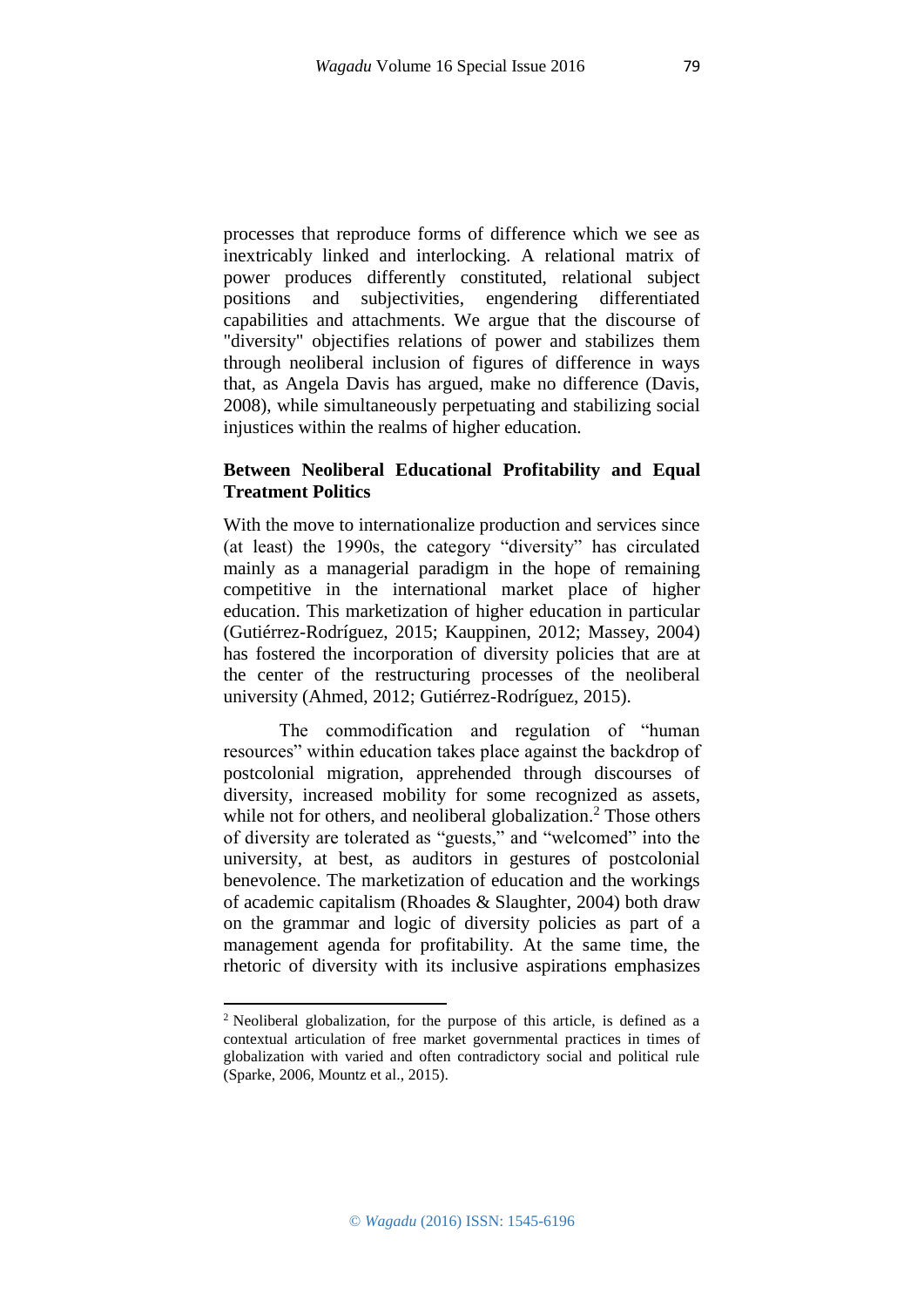processes that reproduce forms of difference which we see as inextricably linked and interlocking. A relational matrix of power produces differently constituted, relational subject positions and subjectivities, engendering differentiated capabilities and attachments. We argue that the discourse of "diversity" objectifies relations of power and stabilizes them through neoliberal inclusion of figures of difference in ways that, as Angela Davis has argued, make no difference (Davis, 2008), while simultaneously perpetuating and stabilizing social injustices within the realms of higher education.

## Between Neoliberal Educational Profitability and Equal Treatment Politics

With the move to internationalize production and services since (at least) the 1990s, the category "diversity" has circulated mainly as a managerial paradigm in the hope of remaining competitive in the international market place of higher education. This marketization of higher education in particular (Gutiérrez-Rodríguez, 2015; Kauppinen, 2012; Massey, 2004) has fostered the incorporation of diversity policies that are at the center of the restructuring processes of the neoliberal university (Ahmed, 2012; Gutiérrez-Rodríguez, 2015).

The commodification and regulation of "human resources" within education takes place against the backdrop of postcolonial migration, apprehended through discourses of diversity, increased mobility for some recognized as assets, while not for others, and neoliberal globalization.[2] Those others of diversity are tolerated as "guests," and "welcomed" into the university, at best, as auditors in gestures of postcolonial benevolence. The marketization of education and the workings of academic capitalism (Rhoades & Slaughter, 2004) both draw on the grammar and logic of diversity policies as part of a management agenda for profitability. At the same time, the rhetoric of diversity with its inclusive aspirations emphasizes

[2] Neoliberal globalization, for the purpose of this article, is defined as a contextual articulation of free market governmental practices in times of globalization with varied and often contradictory social and political rule (Sparke, 2006, Mountz et al., 2015).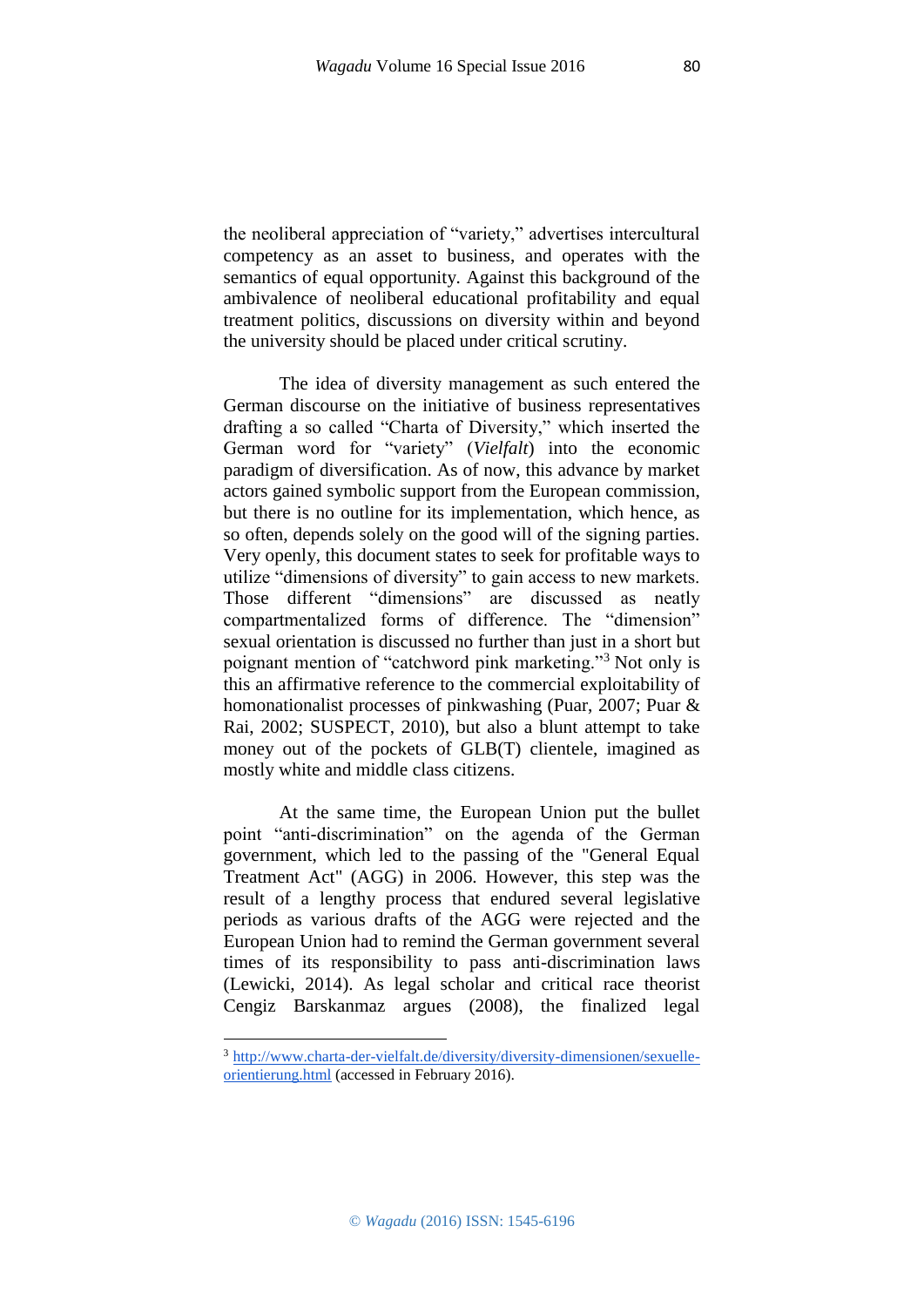the neoliberal appreciation of "variety," advertises intercultural competency as an asset to business, and operates with the semantics of equal opportunity. Against this background of the ambivalence of neoliberal educational profitability and equal treatment politics, discussions on diversity within and beyond the university should be placed under critical scrutiny.

The idea of diversity management as such entered the German discourse on the initiative of business representatives drafting a so called "Charta of Diversity," which inserted the German word for "variety" (*Vielfalt*) into the economic paradigm of diversification. As of now, this advance by market actors gained symbolic support from the European commission, but there is no outline for its implementation, which hence, as so often, depends solely on the good will of the signing parties. Very openly, this document states to seek for profitable ways to utilize "dimensions of diversity" to gain access to new markets. Those different "dimensions" are discussed as neatly compartmentalized forms of difference. The "dimension" sexual orientation is discussed no further than just in a short but poignant mention of "catchword pink marketing."[3] Not only is this an affirmative reference to the commercial exploitability of homonationalist processes of pinkwashing (Puar, 2007; Puar & Rai, 2002; SUSPECT, 2010), but also a blunt attempt to take money out of the pockets of GLB(T) clientele, imagined as mostly white and middle class citizens.

At the same time, the European Union put the bullet point "anti-discrimination" on the agenda of the German government, which led to the passing of the "General Equal Treatment Act" (AGG) in 2006. However, this step was the result of a lengthy process that endured several legislative periods as various drafts of the AGG were rejected and the European Union had to remind the German government several times of its responsibility to pass anti-discrimination laws (Lewicki, 2014). As legal scholar and critical race theorist Cengiz Barskanmaz argues (2008), the finalized legal

[3] http://www.charta-der-vielfalt.de/diversity/diversity-dimensionen/sexuelle-orientierung.html (accessed in February 2016).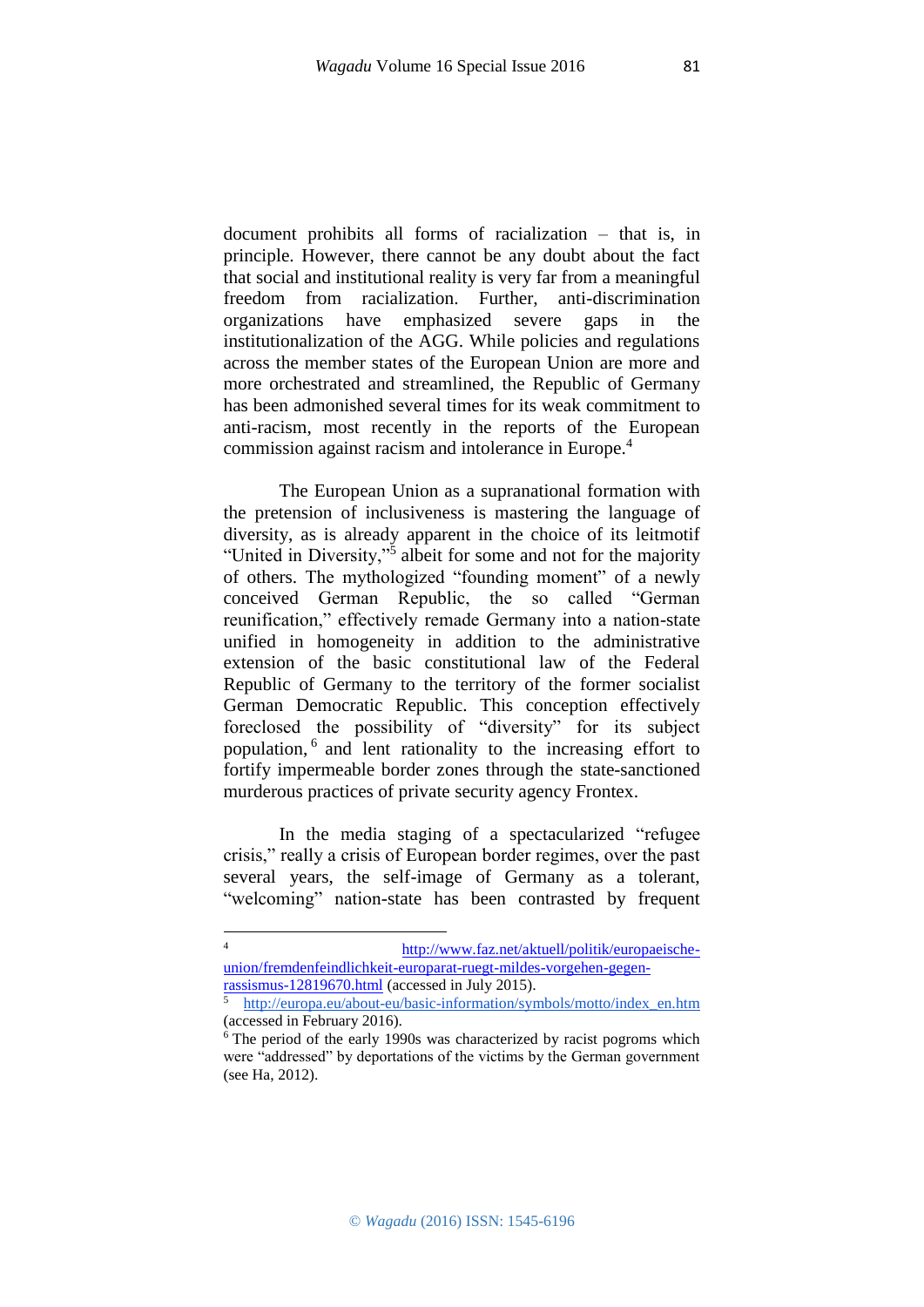document prohibits all forms of racialization – that is, in principle. However, there cannot be any doubt about the fact that social and institutional reality is very far from a meaningful freedom from racialization. Further, anti-discrimination organizations have emphasized severe gaps in the institutionalization of the AGG. While policies and regulations across the member states of the European Union are more and more orchestrated and streamlined, the Republic of Germany has been admonished several times for its weak commitment to anti-racism, most recently in the reports of the European commission against racism and intolerance in Europe.[4]

The European Union as a supranational formation with the pretension of inclusiveness is mastering the language of diversity, as is already apparent in the choice of its leitmotif "United in Diversity,"[5] albeit for some and not for the majority of others. The mythologized "founding moment" of a newly conceived German Republic, the so called "German reunification," effectively remade Germany into a nation-state unified in homogeneity in addition to the administrative extension of the basic constitutional law of the Federal Republic of Germany to the territory of the former socialist German Democratic Republic. This conception effectively foreclosed the possibility of "diversity" for its subject population,[6] and lent rationality to the increasing effort to fortify impermeable border zones through the state-sanctioned murderous practices of private security agency Frontex.

In the media staging of a spectacularized "refugee crisis," really a crisis of European border regimes, over the past several years, the self-image of Germany as a tolerant, "welcoming" nation-state has been contrasted by frequent

---

[4] http://www.faz.net/aktuell/politik/europaeische-union/fremdenfeindlichkeit-europarat-ruegt-mildes-vorgehen-gegen-rassismus-12819670.html (accessed in July 2015).

[5] http://europa.eu/about-eu/basic-information/symbols/motto/index_en.htm (accessed in February 2016).

[6] The period of the early 1990s was characterized by racist pogroms which were "addressed" by deportations of the victims by the German government (see Ha, 2012).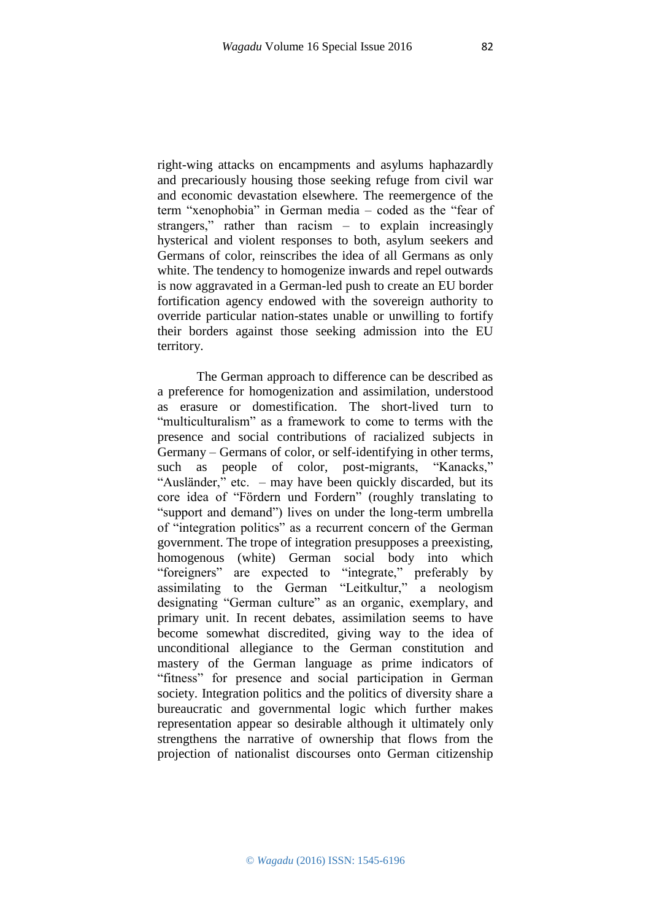right-wing attacks on encampments and asylums haphazardly and precariously housing those seeking refuge from civil war and economic devastation elsewhere. The reemergence of the term "xenophobia" in German media – coded as the "fear of strangers," rather than racism – to explain increasingly hysterical and violent responses to both, asylum seekers and Germans of color, reinscribes the idea of all Germans as only white. The tendency to homogenize inwards and repel outwards is now aggravated in a German-led push to create an EU border fortification agency endowed with the sovereign authority to override particular nation-states unable or unwilling to fortify their borders against those seeking admission into the EU territory.

The German approach to difference can be described as a preference for homogenization and assimilation, understood as erasure or domestification. The short-lived turn to "multiculturalism" as a framework to come to terms with the presence and social contributions of racialized subjects in Germany – Germans of color, or self-identifying in other terms, such as people of color, post-migrants, "Kanacks," "Ausländer," etc. – may have been quickly discarded, but its core idea of "Fördern und Fordern" (roughly translating to "support and demand") lives on under the long-term umbrella of "integration politics" as a recurrent concern of the German government. The trope of integration presupposes a preexisting, homogenous (white) German social body into which "foreigners" are expected to "integrate," preferably by assimilating to the German "Leitkultur," a neologism designating "German culture" as an organic, exemplary, and primary unit. In recent debates, assimilation seems to have become somewhat discredited, giving way to the idea of unconditional allegiance to the German constitution and mastery of the German language as prime indicators of "fitness" for presence and social participation in German society. Integration politics and the politics of diversity share a bureaucratic and governmental logic which further makes representation appear so desirable although it ultimately only strengthens the narrative of ownership that flows from the projection of nationalist discourses onto German citizenship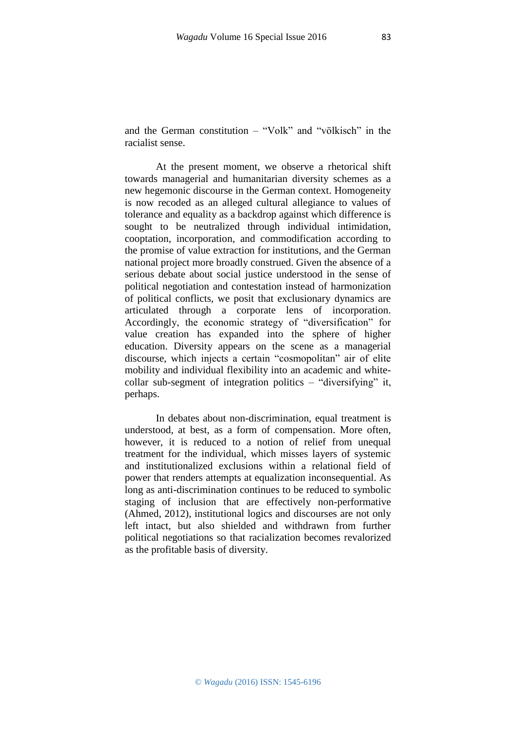and the German constitution – "Volk" and "völkisch" in the racialist sense.

At the present moment, we observe a rhetorical shift towards managerial and humanitarian diversity schemes as a new hegemonic discourse in the German context. Homogeneity is now recoded as an alleged cultural allegiance to values of tolerance and equality as a backdrop against which difference is sought to be neutralized through individual intimidation, cooptation, incorporation, and commodification according to the promise of value extraction for institutions, and the German national project more broadly construed. Given the absence of a serious debate about social justice understood in the sense of political negotiation and contestation instead of harmonization of political conflicts, we posit that exclusionary dynamics are articulated through a corporate lens of incorporation. Accordingly, the economic strategy of "diversification" for value creation has expanded into the sphere of higher education. Diversity appears on the scene as a managerial discourse, which injects a certain "cosmopolitan" air of elite mobility and individual flexibility into an academic and white-collar sub-segment of integration politics – "diversifying" it, perhaps.

In debates about non-discrimination, equal treatment is understood, at best, as a form of compensation. More often, however, it is reduced to a notion of relief from unequal treatment for the individual, which misses layers of systemic and institutionalized exclusions within a relational field of power that renders attempts at equalization inconsequential. As long as anti-discrimination continues to be reduced to symbolic staging of inclusion that are effectively non-performative (Ahmed, 2012), institutional logics and discourses are not only left intact, but also shielded and withdrawn from further political negotiations so that racialization becomes revalorized as the profitable basis of diversity.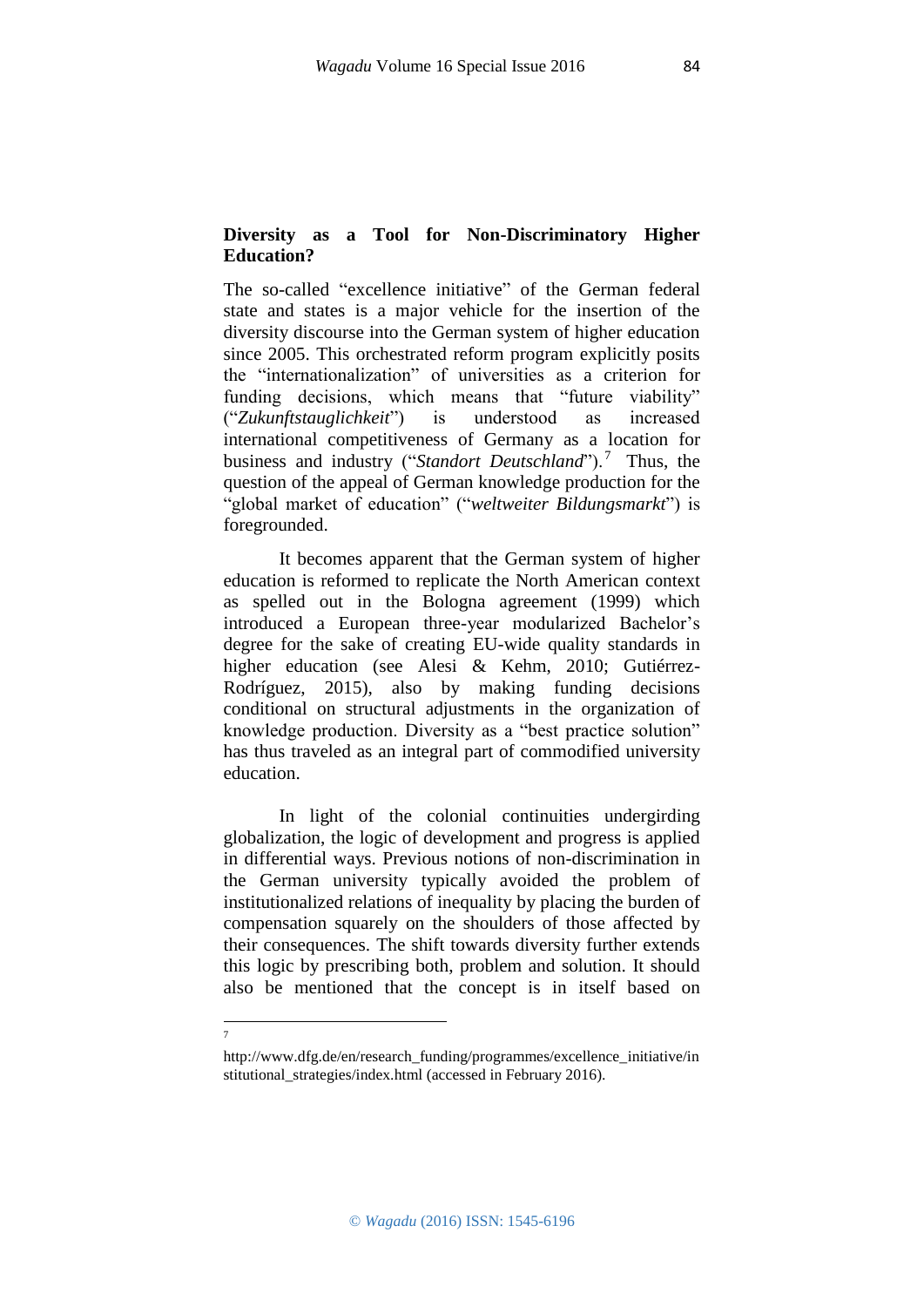**Diversity as a Tool for Non-Discriminatory Higher Education?**

The so-called "excellence initiative" of the German federal state and states is a major vehicle for the insertion of the diversity discourse into the German system of higher education since 2005. This orchestrated reform program explicitly posits the "internationalization" of universities as a criterion for funding decisions, which means that "future viability" ("*Zukunftstauglichkeit*") is understood as increased international competitiveness of Germany as a location for business and industry ("*Standort Deutschland*").[7] Thus, the question of the appeal of German knowledge production for the "global market of education" ("*weltweiter Bildungsmarkt*") is foregrounded.

It becomes apparent that the German system of higher education is reformed to replicate the North American context as spelled out in the Bologna agreement (1999) which introduced a European three-year modularized Bachelor's degree for the sake of creating EU-wide quality standards in higher education (see Alesi & Kehm, 2010; Gutiérrez-Rodríguez, 2015), also by making funding decisions conditional on structural adjustments in the organization of knowledge production. Diversity as a "best practice solution" has thus traveled as an integral part of commodified university education.

In light of the colonial continuities undergirding globalization, the logic of development and progress is applied in differential ways. Previous notions of non-discrimination in the German university typically avoided the problem of institutionalized relations of inequality by placing the burden of compensation squarely on the shoulders of those affected by their consequences. The shift towards diversity further extends this logic by prescribing both, problem and solution. It should also be mentioned that the concept is in itself based on

---

[7] http://www.dfg.de/en/research_funding/programmes/excellence_initiative/institutional_strategies/index.html (accessed in February 2016).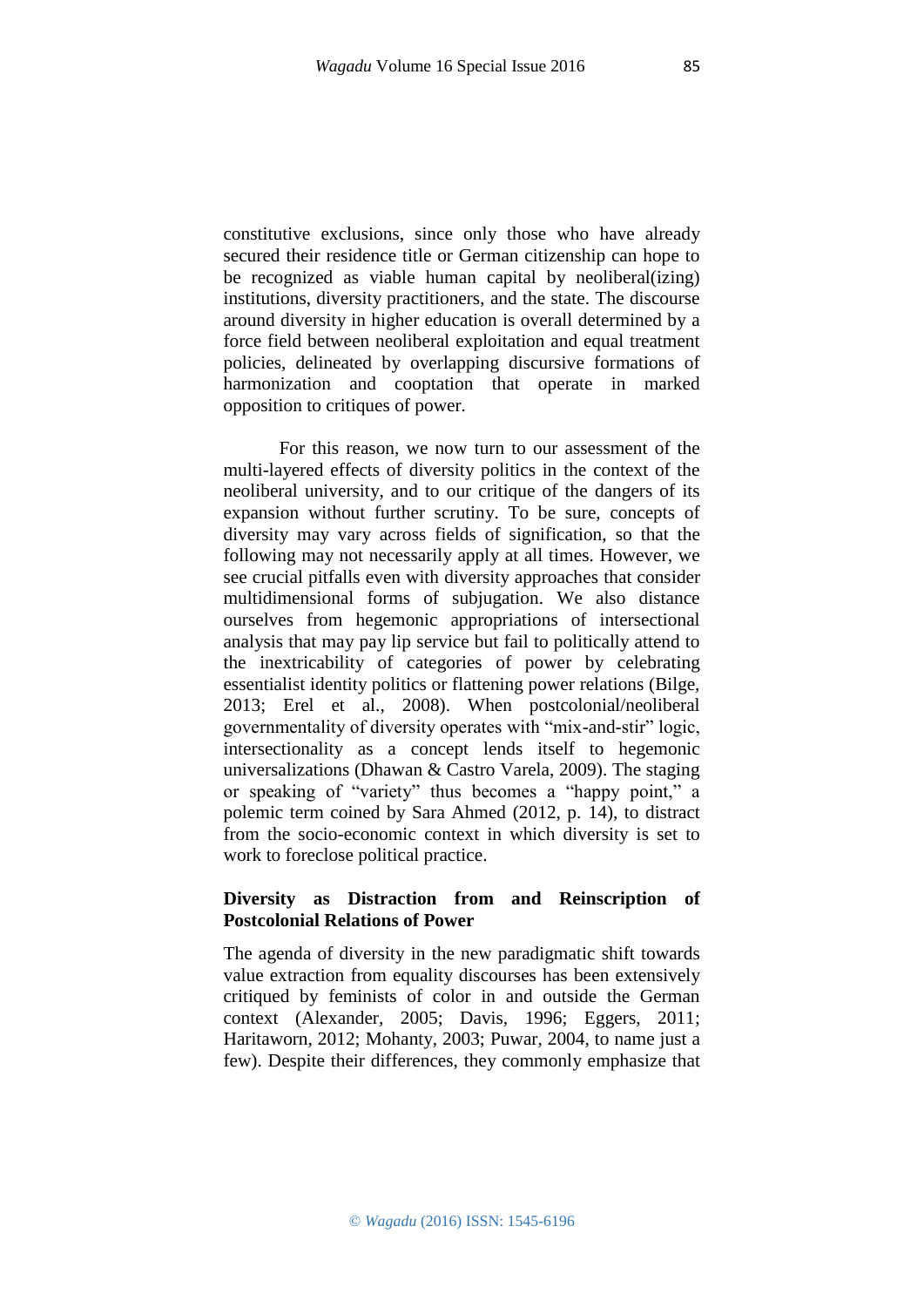constitutive exclusions, since only those who have already secured their residence title or German citizenship can hope to be recognized as viable human capital by neoliberal(izing) institutions, diversity practitioners, and the state. The discourse around diversity in higher education is overall determined by a force field between neoliberal exploitation and equal treatment policies, delineated by overlapping discursive formations of harmonization and cooptation that operate in marked opposition to critiques of power.

For this reason, we now turn to our assessment of the multi-layered effects of diversity politics in the context of the neoliberal university, and to our critique of the dangers of its expansion without further scrutiny. To be sure, concepts of diversity may vary across fields of signification, so that the following may not necessarily apply at all times. However, we see crucial pitfalls even with diversity approaches that consider multidimensional forms of subjugation. We also distance ourselves from hegemonic appropriations of intersectional analysis that may pay lip service but fail to politically attend to the inextricability of categories of power by celebrating essentialist identity politics or flattening power relations (Bilge, 2013; Erel et al., 2008). When postcolonial/neoliberal governmentality of diversity operates with "mix-and-stir" logic, intersectionality as a concept lends itself to hegemonic universalizations (Dhawan & Castro Varela, 2009). The staging or speaking of "variety" thus becomes a "happy point," a polemic term coined by Sara Ahmed (2012, p. 14), to distract from the socio-economic context in which diversity is set to work to foreclose political practice.

### Diversity as Distraction from and Reinscription of Postcolonial Relations of Power

The agenda of diversity in the new paradigmatic shift towards value extraction from equality discourses has been extensively critiqued by feminists of color in and outside the German context (Alexander, 2005; Davis, 1996; Eggers, 2011; Haritaworn, 2012; Mohanty, 2003; Puwar, 2004, to name just a few). Despite their differences, they commonly emphasize that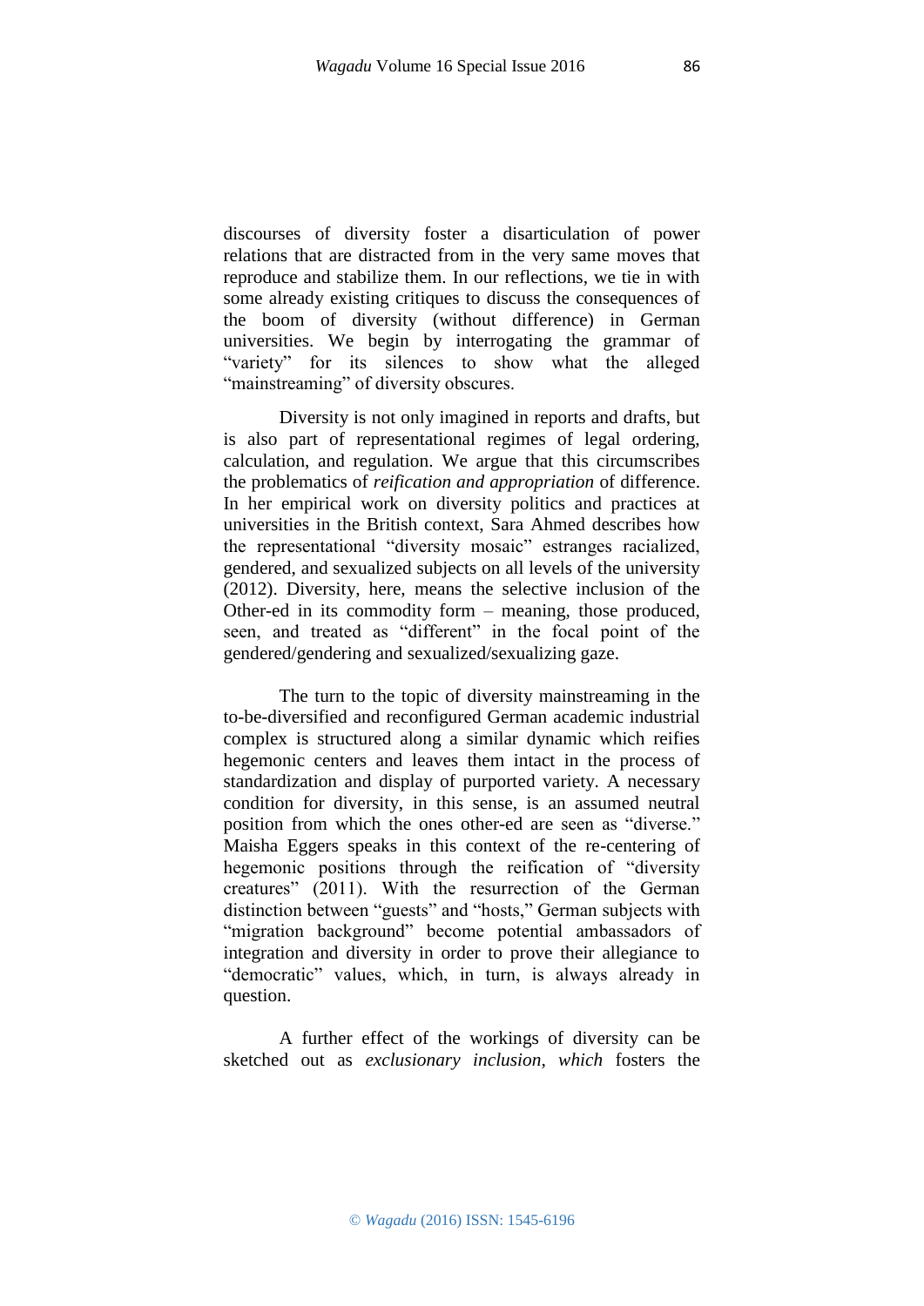discourses of diversity foster a disarticulation of power relations that are distracted from in the very same moves that reproduce and stabilize them. In our reflections, we tie in with some already existing critiques to discuss the consequences of the boom of diversity (without difference) in German universities. We begin by interrogating the grammar of "variety" for its silences to show what the alleged "mainstreaming" of diversity obscures.

Diversity is not only imagined in reports and drafts, but is also part of representational regimes of legal ordering, calculation, and regulation. We argue that this circumscribes the problematics of *reification and appropriation* of difference. In her empirical work on diversity politics and practices at universities in the British context, Sara Ahmed describes how the representational "diversity mosaic" estranges racialized, gendered, and sexualized subjects on all levels of the university (2012). Diversity, here, means the selective inclusion of the Other-ed in its commodity form – meaning, those produced, seen, and treated as "different" in the focal point of the gendered/gendering and sexualized/sexualizing gaze.

The turn to the topic of diversity mainstreaming in the to-be-diversified and reconfigured German academic industrial complex is structured along a similar dynamic which reifies hegemonic centers and leaves them intact in the process of standardization and display of purported variety. A necessary condition for diversity, in this sense, is an assumed neutral position from which the ones other-ed are seen as "diverse." Maisha Eggers speaks in this context of the re-centering of hegemonic positions through the reification of "diversity creatures" (2011). With the resurrection of the German distinction between "guests" and "hosts," German subjects with "migration background" become potential ambassadors of integration and diversity in order to prove their allegiance to "democratic" values, which, in turn, is always already in question.

A further effect of the workings of diversity can be sketched out as *exclusionary inclusion, which* fosters the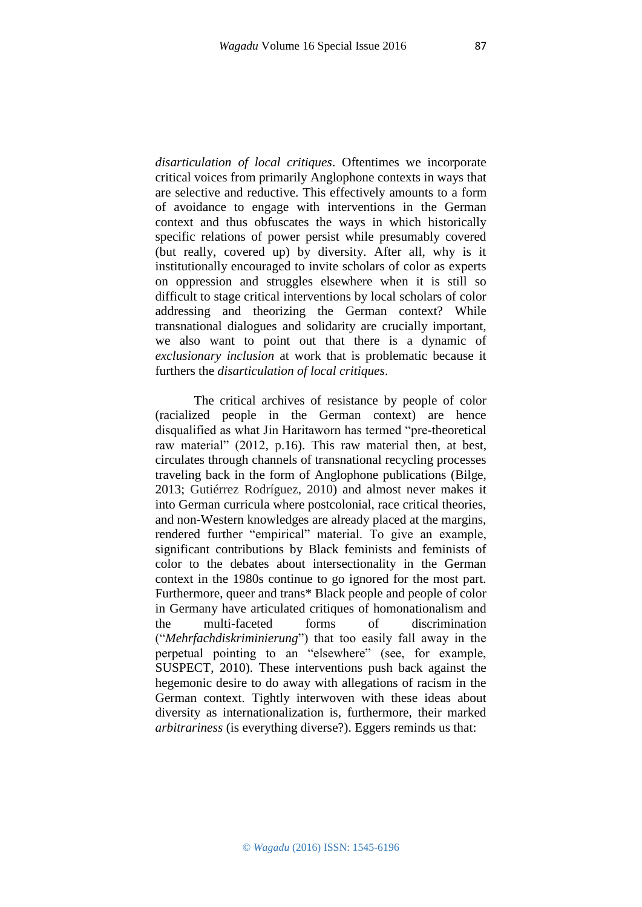*disarticulation of local critiques*. Oftentimes we incorporate critical voices from primarily Anglophone contexts in ways that are selective and reductive. This effectively amounts to a form of avoidance to engage with interventions in the German context and thus obfuscates the ways in which historically specific relations of power persist while presumably covered (but really, covered up) by diversity. After all, why is it institutionally encouraged to invite scholars of color as experts on oppression and struggles elsewhere when it is still so difficult to stage critical interventions by local scholars of color addressing and theorizing the German context? While transnational dialogues and solidarity are crucially important, we also want to point out that there is a dynamic of *exclusionary inclusion* at work that is problematic because it furthers the *disarticulation of local critiques*.

The critical archives of resistance by people of color (racialized people in the German context) are hence disqualified as what Jin Haritaworn has termed "pre-theoretical raw material" (2012, p.16). This raw material then, at best, circulates through channels of transnational recycling processes traveling back in the form of Anglophone publications (Bilge, 2013; Gutiérrez Rodríguez, 2010) and almost never makes it into German curricula where postcolonial, race critical theories, and non-Western knowledges are already placed at the margins, rendered further "empirical" material. To give an example, significant contributions by Black feminists and feminists of color to the debates about intersectionality in the German context in the 1980s continue to go ignored for the most part. Furthermore, queer and trans* Black people and people of color in Germany have articulated critiques of homonationalism and the multi-faceted forms of discrimination ("*Mehrfachdiskriminierung*") that too easily fall away in the perpetual pointing to an "elsewhere" (see, for example, SUSPECT, 2010). These interventions push back against the hegemonic desire to do away with allegations of racism in the German context. Tightly interwoven with these ideas about diversity as internationalization is, furthermore, their marked *arbitrariness* (is everything diverse?). Eggers reminds us that: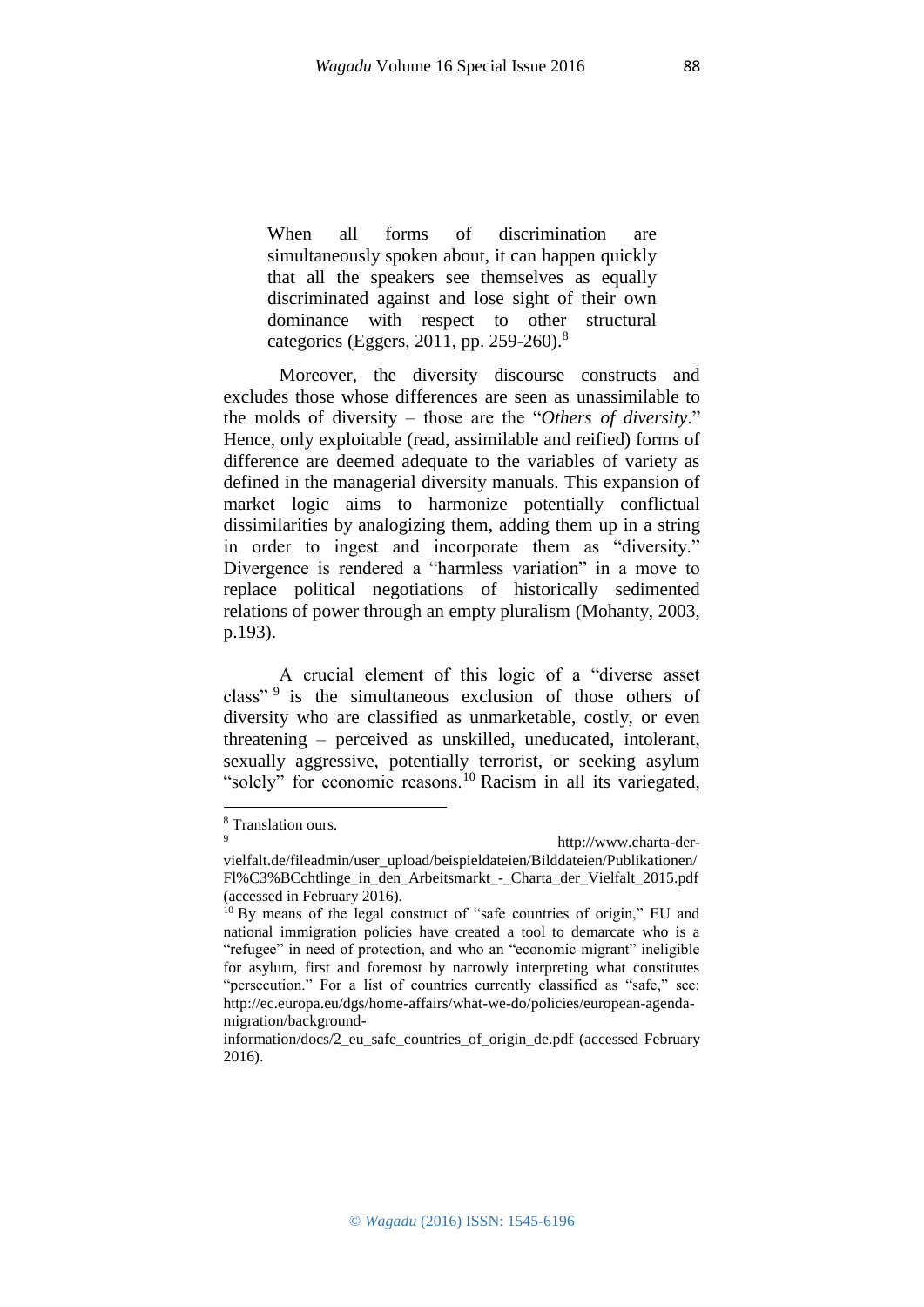> When all forms of discrimination are simultaneously spoken about, it can happen quickly that all the speakers see themselves as equally discriminated against and lose sight of their own dominance with respect to other structural categories (Eggers, 2011, pp. 259-260).[8]

Moreover, the diversity discourse constructs and excludes those whose differences are seen as unassimilable to the molds of diversity – those are the "*Others of diversity*." Hence, only exploitable (read, assimilable and reified) forms of difference are deemed adequate to the variables of variety as defined in the managerial diversity manuals. This expansion of market logic aims to harmonize potentially conflictual dissimilarities by analogizing them, adding them up in a string in order to ingest and incorporate them as "diversity." Divergence is rendered a "harmless variation" in a move to replace political negotiations of historically sedimented relations of power through an empty pluralism (Mohanty, 2003, p.193).

A crucial element of this logic of a "diverse asset class" [9] is the simultaneous exclusion of those others of diversity who are classified as unmarketable, costly, or even threatening – perceived as unskilled, uneducated, intolerant, sexually aggressive, potentially terrorist, or seeking asylum "solely" for economic reasons.[10] Racism in all its variegated,

---

[8] Translation ours.

[9] http://www.charta-der-vielfalt.de/fileadmin/user_upload/beispieldateien/Bilddateien/Publikationen/Fl%C3%BCchtlinge_in_den_Arbeitsmarkt_-_Charta_der_Vielfalt_2015.pdf (accessed in February 2016).

[10] By means of the legal construct of "safe countries of origin," EU and national immigration policies have created a tool to demarcate who is a "refugee" in need of protection, and who an "economic migrant" ineligible for asylum, first and foremost by narrowly interpreting what constitutes "persecution." For a list of countries currently classified as "safe," see: http://ec.europa.eu/dgs/home-affairs/what-we-do/policies/european-agenda-migration/background-information/docs/2_eu_safe_countries_of_origin_de.pdf (accessed February 2016).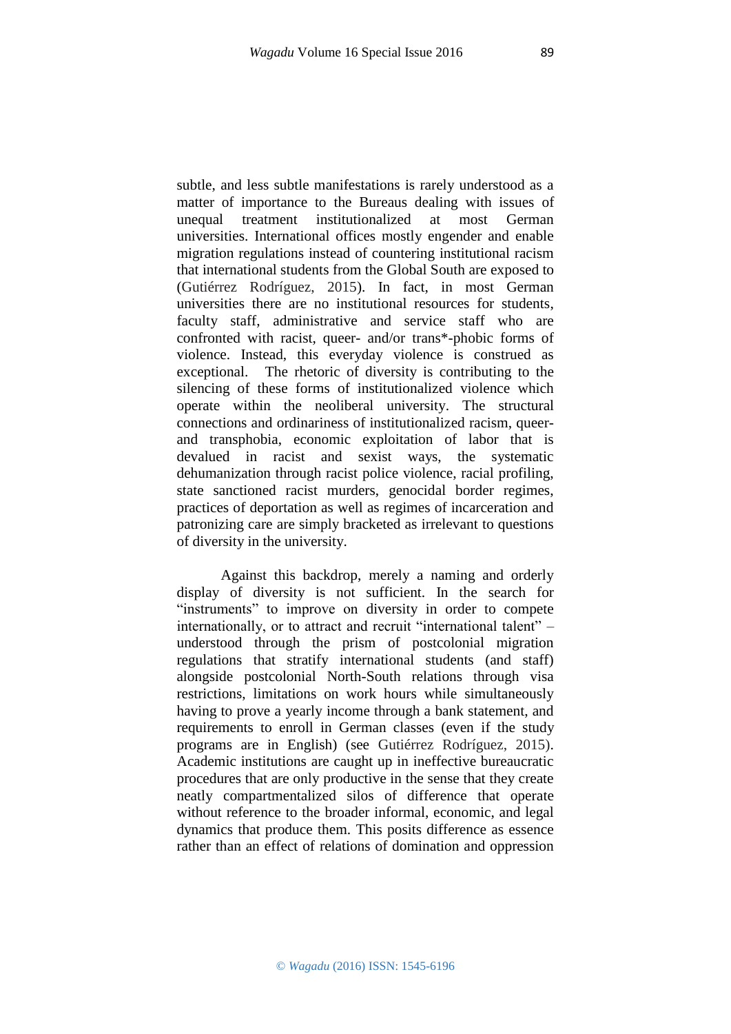subtle, and less subtle manifestations is rarely understood as a matter of importance to the Bureaus dealing with issues of unequal treatment institutionalized at most German universities. International offices mostly engender and enable migration regulations instead of countering institutional racism that international students from the Global South are exposed to (Gutiérrez Rodríguez, 2015). In fact, in most German universities there are no institutional resources for students, faculty staff, administrative and service staff who are confronted with racist, queer- and/or trans*-phobic forms of violence. Instead, this everyday violence is construed as exceptional. The rhetoric of diversity is contributing to the silencing of these forms of institutionalized violence which operate within the neoliberal university. The structural connections and ordinariness of institutionalized racism, queer- and transphobia, economic exploitation of labor that is devalued in racist and sexist ways, the systematic dehumanization through racist police violence, racial profiling, state sanctioned racist murders, genocidal border regimes, practices of deportation as well as regimes of incarceration and patronizing care are simply bracketed as irrelevant to questions of diversity in the university.

Against this backdrop, merely a naming and orderly display of diversity is not sufficient. In the search for "instruments" to improve on diversity in order to compete internationally, or to attract and recruit "international talent" – understood through the prism of postcolonial migration regulations that stratify international students (and staff) alongside postcolonial North-South relations through visa restrictions, limitations on work hours while simultaneously having to prove a yearly income through a bank statement, and requirements to enroll in German classes (even if the study programs are in English) (see Gutiérrez Rodríguez, 2015). Academic institutions are caught up in ineffective bureaucratic procedures that are only productive in the sense that they create neatly compartmentalized silos of difference that operate without reference to the broader informal, economic, and legal dynamics that produce them. This posits difference as essence rather than an effect of relations of domination and oppression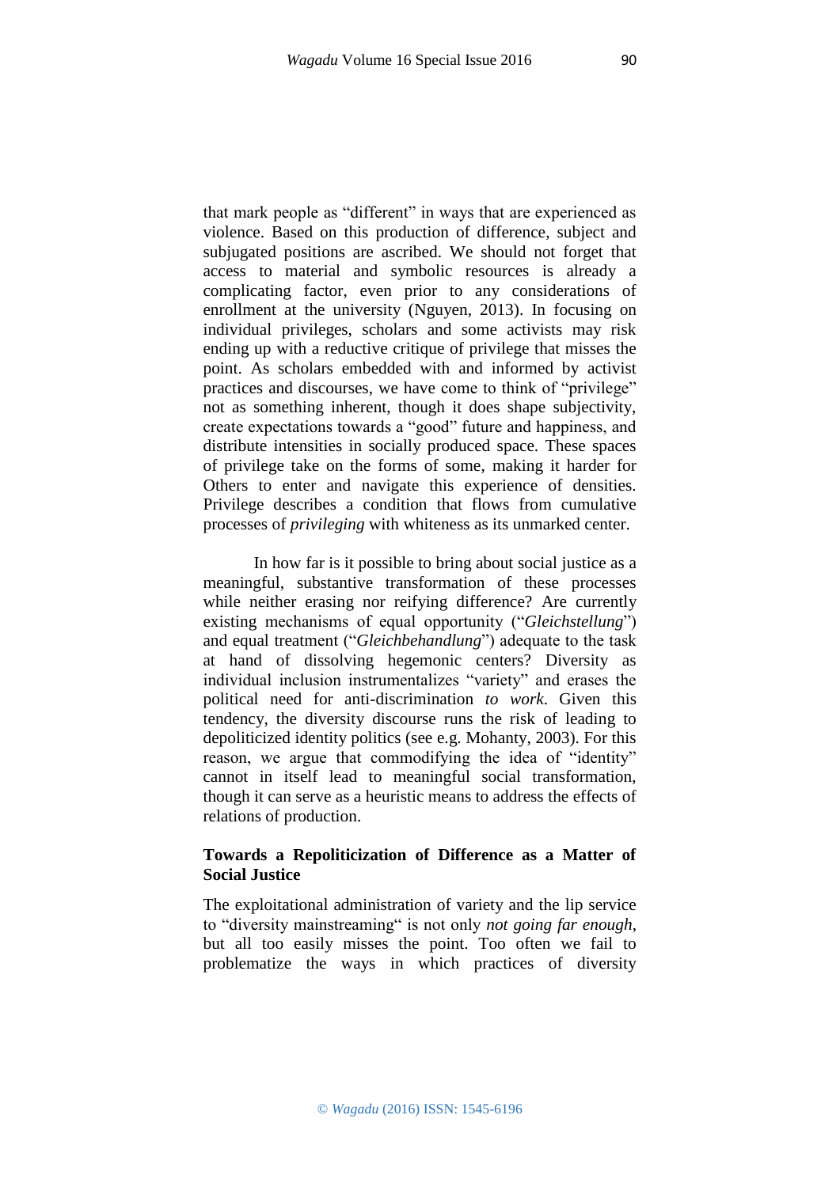that mark people as "different" in ways that are experienced as violence. Based on this production of difference, subject and subjugated positions are ascribed. We should not forget that access to material and symbolic resources is already a complicating factor, even prior to any considerations of enrollment at the university (Nguyen, 2013). In focusing on individual privileges, scholars and some activists may risk ending up with a reductive critique of privilege that misses the point. As scholars embedded with and informed by activist practices and discourses, we have come to think of "privilege" not as something inherent, though it does shape subjectivity, create expectations towards a "good" future and happiness, and distribute intensities in socially produced space. These spaces of privilege take on the forms of some, making it harder for Others to enter and navigate this experience of densities. Privilege describes a condition that flows from cumulative processes of *privileging* with whiteness as its unmarked center.

In how far is it possible to bring about social justice as a meaningful, substantive transformation of these processes while neither erasing nor reifying difference? Are currently existing mechanisms of equal opportunity ("*Gleichstellung*") and equal treatment ("*Gleichbehandlung*") adequate to the task at hand of dissolving hegemonic centers? Diversity as individual inclusion instrumentalizes "variety" and erases the political need for anti-discrimination *to work*. Given this tendency, the diversity discourse runs the risk of leading to depoliticized identity politics (see e.g. Mohanty, 2003). For this reason, we argue that commodifying the idea of "identity" cannot in itself lead to meaningful social transformation, though it can serve as a heuristic means to address the effects of relations of production.

**Towards a Repoliticization of Difference as a Matter of Social Justice**

The exploitational administration of variety and the lip service to "diversity mainstreaming" is not only *not going far enough*, but all too easily misses the point. Too often we fail to problematize the ways in which practices of diversity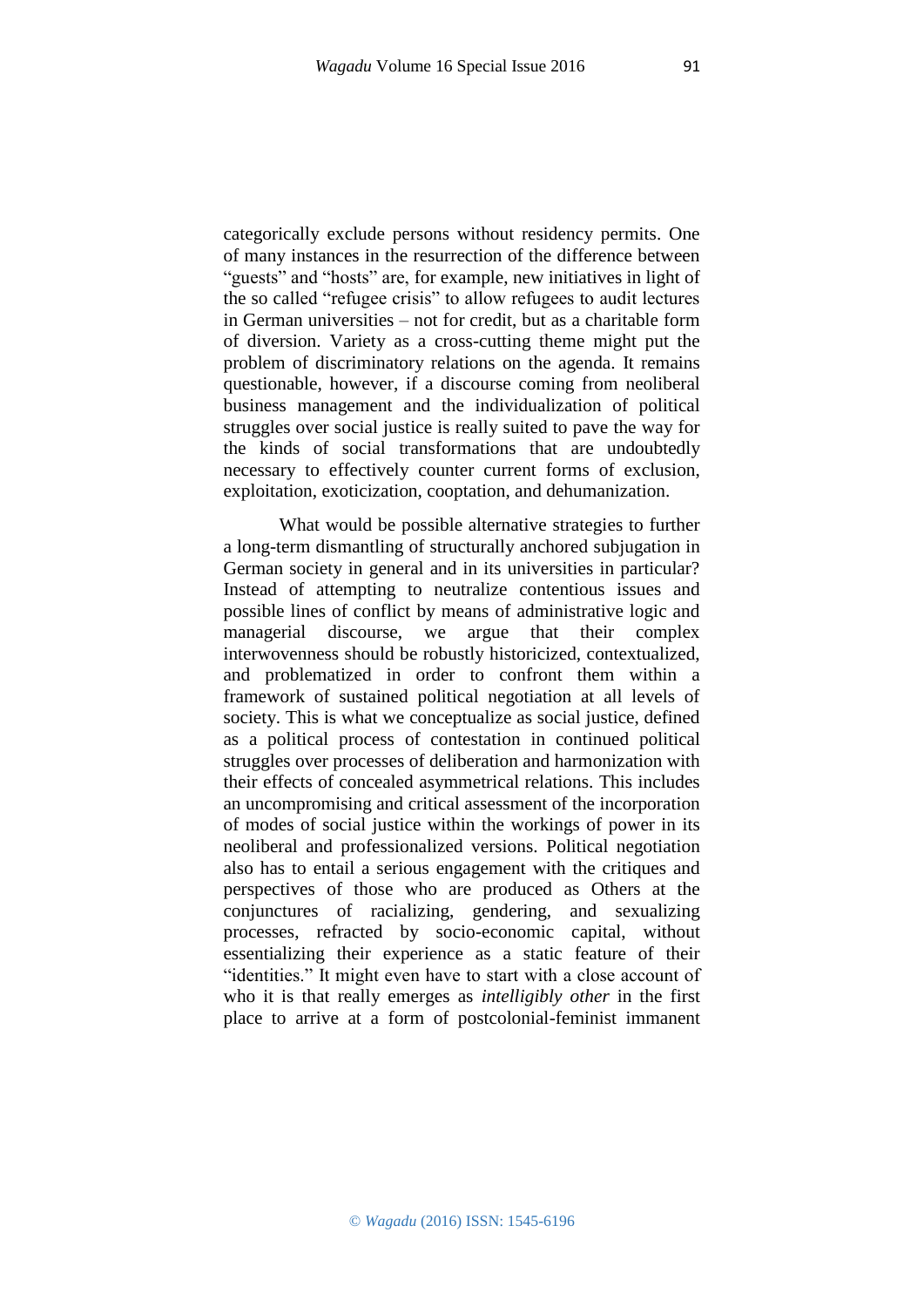categorically exclude persons without residency permits. One of many instances in the resurrection of the difference between "guests" and "hosts" are, for example, new initiatives in light of the so called "refugee crisis" to allow refugees to audit lectures in German universities – not for credit, but as a charitable form of diversion. Variety as a cross-cutting theme might put the problem of discriminatory relations on the agenda. It remains questionable, however, if a discourse coming from neoliberal business management and the individualization of political struggles over social justice is really suited to pave the way for the kinds of social transformations that are undoubtedly necessary to effectively counter current forms of exclusion, exploitation, exoticization, cooptation, and dehumanization.

What would be possible alternative strategies to further a long-term dismantling of structurally anchored subjugation in German society in general and in its universities in particular? Instead of attempting to neutralize contentious issues and possible lines of conflict by means of administrative logic and managerial discourse, we argue that their complex interwovenness should be robustly historicized, contextualized, and problematized in order to confront them within a framework of sustained political negotiation at all levels of society. This is what we conceptualize as social justice, defined as a political process of contestation in continued political struggles over processes of deliberation and harmonization with their effects of concealed asymmetrical relations. This includes an uncompromising and critical assessment of the incorporation of modes of social justice within the workings of power in its neoliberal and professionalized versions. Political negotiation also has to entail a serious engagement with the critiques and perspectives of those who are produced as Others at the conjunctures of racializing, gendering, and sexualizing processes, refracted by socio-economic capital, without essentializing their experience as a static feature of their "identities." It might even have to start with a close account of who it is that really emerges as *intelligibly other* in the first place to arrive at a form of postcolonial-feminist immanent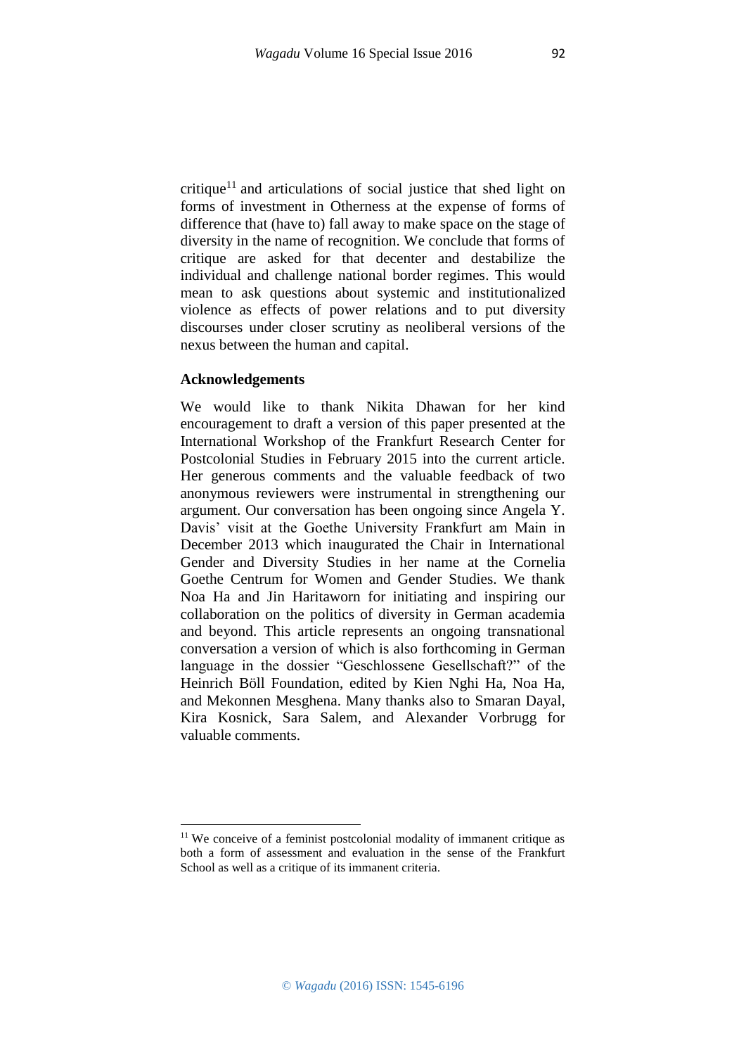critique[11] and articulations of social justice that shed light on forms of investment in Otherness at the expense of forms of difference that (have to) fall away to make space on the stage of diversity in the name of recognition. We conclude that forms of critique are asked for that decenter and destabilize the individual and challenge national border regimes. This would mean to ask questions about systemic and institutionalized violence as effects of power relations and to put diversity discourses under closer scrutiny as neoliberal versions of the nexus between the human and capital.

**Acknowledgements**

We would like to thank Nikita Dhawan for her kind encouragement to draft a version of this paper presented at the International Workshop of the Frankfurt Research Center for Postcolonial Studies in February 2015 into the current article. Her generous comments and the valuable feedback of two anonymous reviewers were instrumental in strengthening our argument. Our conversation has been ongoing since Angela Y. Davis' visit at the Goethe University Frankfurt am Main in December 2013 which inaugurated the Chair in International Gender and Diversity Studies in her name at the Cornelia Goethe Centrum for Women and Gender Studies. We thank Noa Ha and Jin Haritaworn for initiating and inspiring our collaboration on the politics of diversity in German academia and beyond. This article represents an ongoing transnational conversation a version of which is also forthcoming in German language in the dossier "Geschlossene Gesellschaft?" of the Heinrich Böll Foundation, edited by Kien Nghi Ha, Noa Ha, and Mekonnen Mesghena. Many thanks also to Smaran Dayal, Kira Kosnick, Sara Salem, and Alexander Vorbrugg for valuable comments.

---

[11] We conceive of a feminist postcolonial modality of immanent critique as both a form of assessment and evaluation in the sense of the Frankfurt School as well as a critique of its immanent criteria.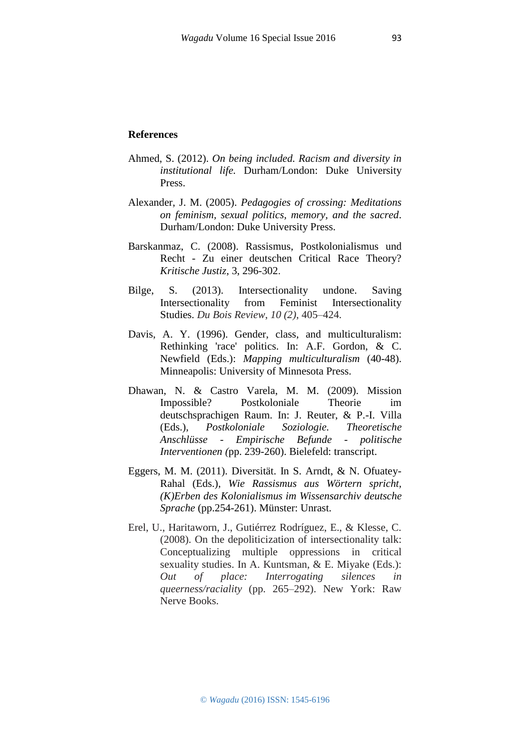**References**

Ahmed, S. (2012). *On being included. Racism and diversity in institutional life.* Durham/London: Duke University Press.

Alexander, J. M. (2005). *Pedagogies of crossing: Meditations on feminism, sexual politics, memory, and the sacred*. Durham/London: Duke University Press.

Barskanmaz, C. (2008). Rassismus, Postkolonialismus und Recht - Zu einer deutschen Critical Race Theory? *Kritische Justiz*, 3, 296-302.

Bilge, S. (2013). Intersectionality undone. Saving Intersectionality from Feminist Intersectionality Studies. *Du Bois Review, 10 (2)*, 405–424.

Davis, A. Y. (1996). Gender, class, and multiculturalism: Rethinking 'race' politics. In: A.F. Gordon, & C. Newfield (Eds.): *Mapping multiculturalism* (40-48). Minneapolis: University of Minnesota Press.

Dhawan, N. & Castro Varela, M. M. (2009). Mission Impossible? Postkoloniale Theorie im deutschsprachigen Raum. In: J. Reuter, & P.-I. Villa (Eds.), *Postkoloniale Soziologie. Theoretische Anschlüsse - Empirische Befunde - politische Interventionen (*pp. 239-260). Bielefeld: transcript.

Eggers, M. M. (2011). Diversität. In S. Arndt, & N. Ofuatey-Rahal (Eds.), *Wie Rassismus aus Wörtern spricht, (K)Erben des Kolonialismus im Wissensarchiv deutsche Sprache* (pp.254-261). Münster: Unrast.

Erel, U., Haritaworn, J., Gutiérrez Rodríguez, E., & Klesse, C. (2008). On the depoliticization of intersectionality talk: Conceptualizing multiple oppressions in critical sexuality studies. In A. Kuntsman, & E. Miyake (Eds.): *Out of place: Interrogating silences in queerness/raciality* (pp. 265–292). New York: Raw Nerve Books.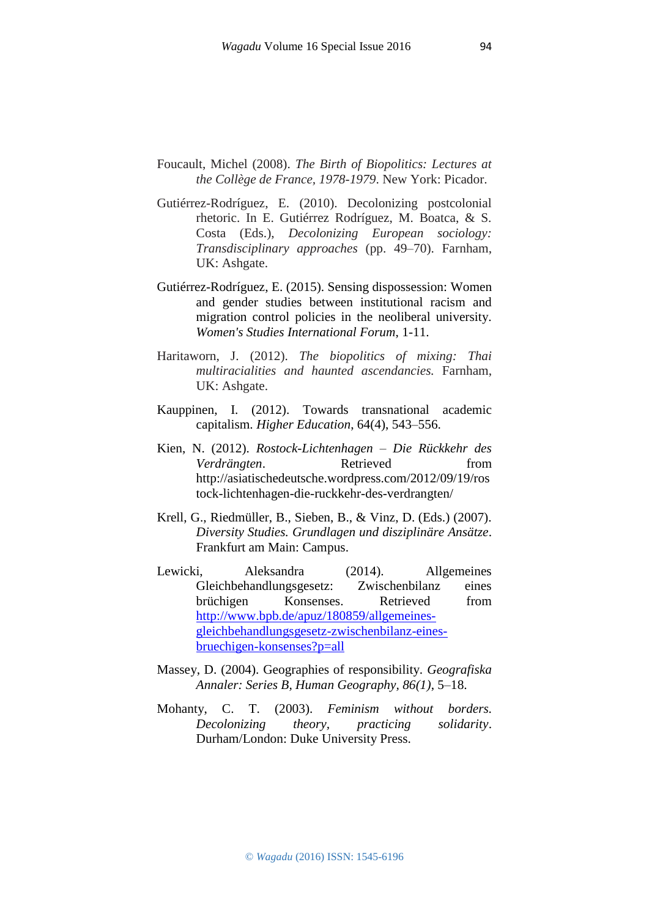Foucault, Michel (2008). *The Birth of Biopolitics: Lectures at the Collège de France, 1978-1979*. New York: Picador.

Gutiérrez-Rodríguez, E. (2010). Decolonizing postcolonial rhetoric. In E. Gutiérrez Rodríguez, M. Boatca, & S. Costa (Eds.), *Decolonizing European sociology: Transdisciplinary approaches* (pp. 49–70). Farnham, UK: Ashgate.

Gutiérrez-Rodríguez, E. (2015). Sensing dispossession: Women and gender studies between institutional racism and migration control policies in the neoliberal university. *Women's Studies International Forum*, 1-11.

Haritaworn, J. (2012). *The biopolitics of mixing: Thai multiracialities and haunted ascendancies.* Farnham, UK: Ashgate.

Kauppinen, I. (2012). Towards transnational academic capitalism. *Higher Education*, 64(4), 543–556.

Kien, N. (2012). *Rostock-Lichtenhagen – Die Rückkehr des Verdrängten*. Retrieved from http://asiatischedeutsche.wordpress.com/2012/09/19/rostock-lichtenhagen-die-ruckkehr-des-verdrangten/

Krell, G., Riedmüller, B., Sieben, B., & Vinz, D. (Eds.) (2007). *Diversity Studies. Grundlagen und disziplinäre Ansätze*. Frankfurt am Main: Campus.

Lewicki, Aleksandra (2014). Allgemeines Gleichbehandlungsgesetz: Zwischenbilanz eines brüchigen Konsenses. Retrieved from http://www.bpb.de/apuz/180859/allgemeines-gleichbehandlungsgesetz-zwischenbilanz-eines-bruechigen-konsenses?p=all

Massey, D. (2004). Geographies of responsibility. *Geografiska Annaler: Series B, Human Geography, 86(1)*, 5–18.

Mohanty, C. T. (2003). *Feminism without borders. Decolonizing theory, practicing solidarity*. Durham/London: Duke University Press.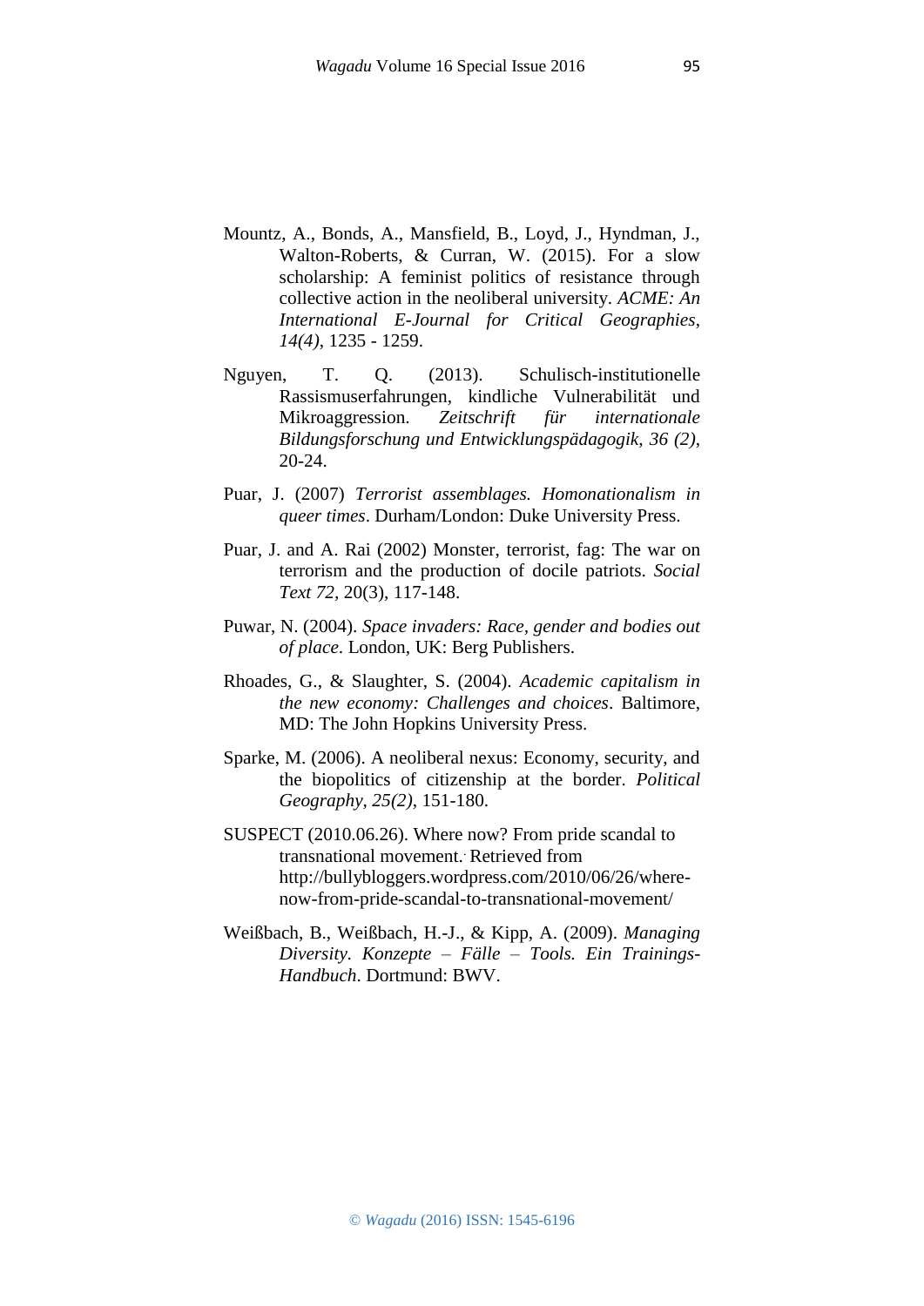Mountz, A., Bonds, A., Mansfield, B., Loyd, J., Hyndman, J., Walton-Roberts, & Curran, W. (2015). For a slow scholarship: A feminist politics of resistance through collective action in the neoliberal university. *ACME: An International E-Journal for Critical Geographies, 14(4)*, 1235 - 1259.

Nguyen, T. Q. (2013). Schulisch-institutionelle Rassismuserfahrungen, kindliche Vulnerabilität und Mikroaggression. *Zeitschrift für internationale Bildungsforschung und Entwicklungspädagogik, 36 (2)*, 20-24.

Puar, J. (2007) *Terrorist assemblages. Homonationalism in queer times*. Durham/London: Duke University Press.

Puar, J. and A. Rai (2002) Monster, terrorist, fag: The war on terrorism and the production of docile patriots. *Social Text 72,* 20(3), 117-148.

Puwar, N. (2004). *Space invaders: Race, gender and bodies out of place*. London, UK: Berg Publishers.

Rhoades, G., & Slaughter, S. (2004). *Academic capitalism in the new economy: Challenges and choices*. Baltimore, MD: The John Hopkins University Press.

Sparke, M. (2006). A neoliberal nexus: Economy, security, and the biopolitics of citizenship at the border. *Political Geography, 25(2)*, 151-180.

SUSPECT (2010.06.26). Where now? From pride scandal to transnational movement. Retrieved from http://bullybloggers.wordpress.com/2010/06/26/where-now-from-pride-scandal-to-transnational-movement/

Weißbach, B., Weißbach, H.-J., & Kipp, A. (2009). *Managing Diversity. Konzepte – Fälle – Tools. Ein Trainings-Handbuch*. Dortmund: BWV.